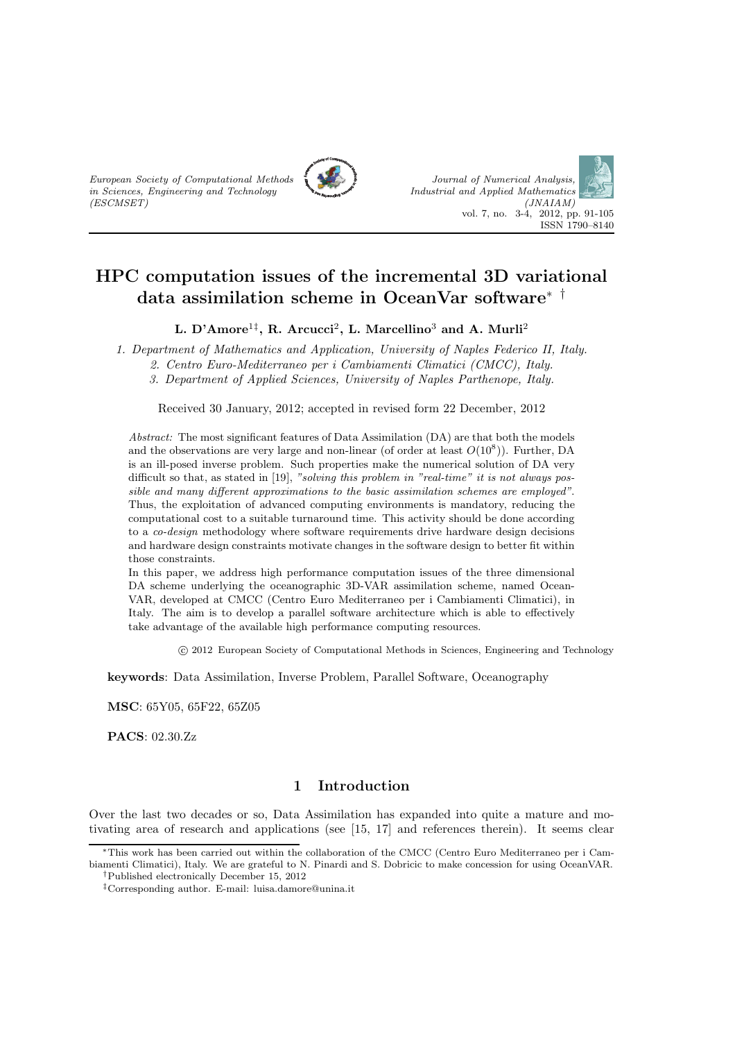# HPC computation issues of the incremental 3D variational data assimilation scheme in OceanVar software[*] [†]

**L. D'Amore[1‡], R. Arcucci[2], L. Marcellino[3] and A. Murli[2]**

*1. Department of Mathematics and Application, University of Naples Federico II, Italy.*
*2. Centro Euro-Mediterraneo per i Cambiamenti Climatici (CMCC), Italy.*
*3. Department of Applied Sciences, University of Naples Parthenope, Italy.*

Received 30 January, 2012; accepted in revised form 22 December, 2012

*Abstract:* The most significant features of Data Assimilation (DA) are that both the models and the observations are very large and non-linear (of order at least $O(10^8)$). Further, DA is an ill-posed inverse problem. Such properties make the numerical solution of DA very difficult so that, as stated in [19], *"solving this problem in "real-time" it is not always possible and many different approximations to the basic assimilation schemes are employed"*. Thus, the exploitation of advanced computing environments is mandatory, reducing the computational cost to a suitable turnaround time. This activity should be done according to a *co-design* methodology where software requirements drive hardware design decisions and hardware design constraints motivate changes in the software design to better fit within those constraints.

In this paper, we address high performance computation issues of the three dimensional DA scheme underlying the oceanographic 3D-VAR assimilation scheme, named OceanVAR, developed at CMCC (Centro Euro Mediterraneo per i Cambiamenti Climatici), in Italy. The aim is to develop a parallel software architecture which is able to effectively take advantage of the available high performance computing resources.

© 2012 European Society of Computational Methods in Sciences, Engineering and Technology

**keywords**: Data Assimilation, Inverse Problem, Parallel Software, Oceanography

**MSC**: 65Y05, 65F22, 65Z05

**PACS**: 02.30.Zz

## 1 Introduction

Over the last two decades or so, Data Assimilation has expanded into quite a mature and motivating area of research and applications (see [15, 17] and references therein). It seems clear

[*]This work has been carried out within the collaboration of the CMCC (Centro Euro Mediterraneo per i Cambiamenti Climatici), Italy. We are grateful to N. Pinardi and S. Dobricic to make concession for using OceanVAR.

[†]Published electronically December 15, 2012

[‡]Corresponding author. E-mail: luisa.damore@unina.it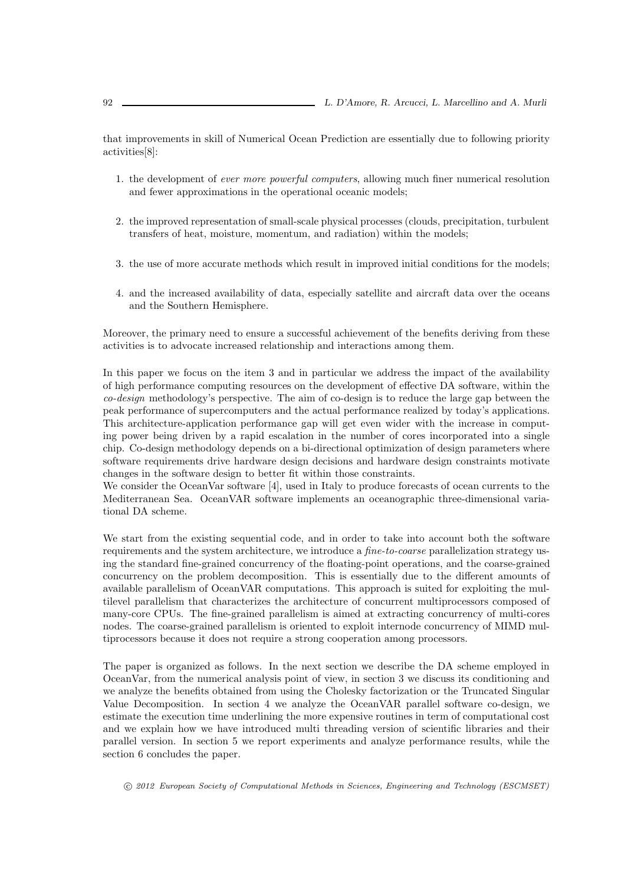that improvements in skill of Numerical Ocean Prediction are essentially due to following priority activities[8]:

1. the development of *ever more powerful computers*, allowing much finer numerical resolution and fewer approximations in the operational oceanic models;

2. the improved representation of small-scale physical processes (clouds, precipitation, turbulent transfers of heat, moisture, momentum, and radiation) within the models;

3. the use of more accurate methods which result in improved initial conditions for the models;

4. and the increased availability of data, especially satellite and aircraft data over the oceans and the Southern Hemisphere.

Moreover, the primary need to ensure a successful achievement of the benefits deriving from these activities is to advocate increased relationship and interactions among them.

In this paper we focus on the item 3 and in particular we address the impact of the availability of high performance computing resources on the development of effective DA software, within the *co-design* methodology's perspective. The aim of co-design is to reduce the large gap between the peak performance of supercomputers and the actual performance realized by today's applications. This architecture-application performance gap will get even wider with the increase in computing power being driven by a rapid escalation in the number of cores incorporated into a single chip. Co-design methodology depends on a bi-directional optimization of design parameters where software requirements drive hardware design decisions and hardware design constraints motivate changes in the software design to better fit within those constraints.
We consider the OceanVar software [4], used in Italy to produce forecasts of ocean currents to the Mediterranean Sea. OceanVAR software implements an oceanographic three-dimensional variational DA scheme.

We start from the existing sequential code, and in order to take into account both the software requirements and the system architecture, we introduce a *fine-to-coarse* parallelization strategy using the standard fine-grained concurrency of the floating-point operations, and the coarse-grained concurrency on the problem decomposition. This is essentially due to the different amounts of available parallelism of OceanVAR computations. This approach is suited for exploiting the multilevel parallelism that characterizes the architecture of concurrent multiprocessors composed of many-core CPUs. The fine-grained parallelism is aimed at extracting concurrency of multi-cores nodes. The coarse-grained parallelism is oriented to exploit internode concurrency of MIMD multiprocessors because it does not require a strong cooperation among processors.

The paper is organized as follows. In the next section we describe the DA scheme employed in OceanVar, from the numerical analysis point of view, in section 3 we discuss its conditioning and we analyze the benefits obtained from using the Cholesky factorization or the Truncated Singular Value Decomposition. In section 4 we analyze the OceanVAR parallel software co-design, we estimate the execution time underlining the more expensive routines in term of computational cost and we explain how we have introduced multi threading version of scientific libraries and their parallel version. In section 5 we report experiments and analyze performance results, while the section 6 concludes the paper.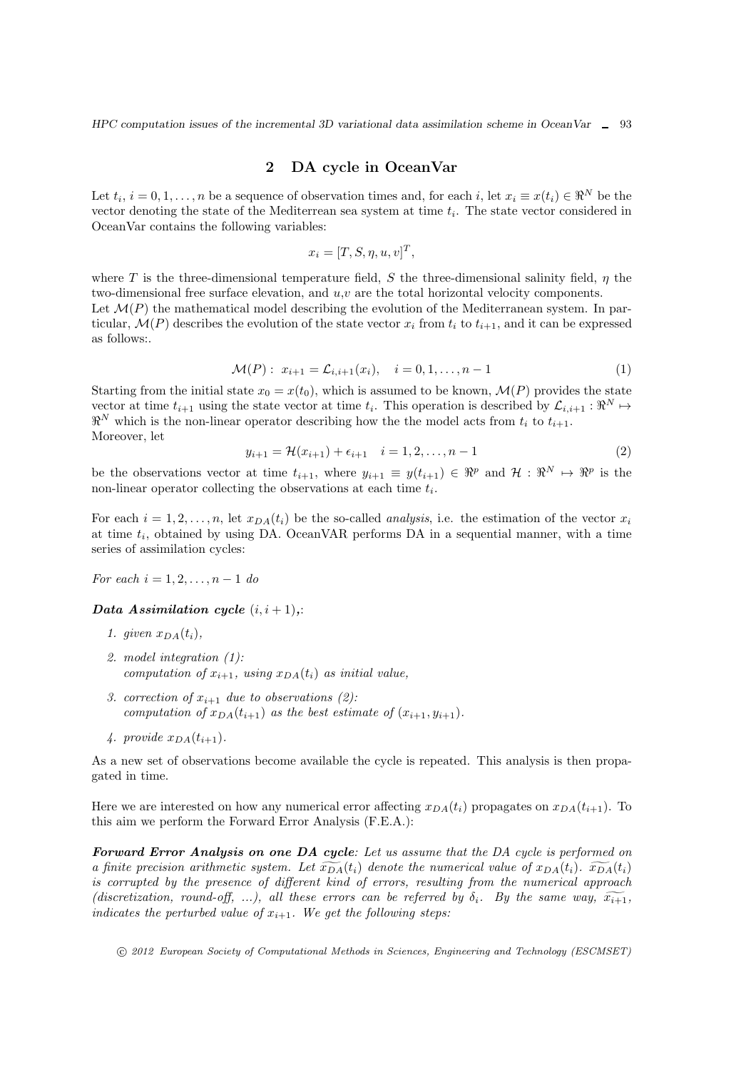## 2 DA cycle in OceanVar

Let $t_i$, $i = 0, 1, \ldots, n$ be a sequence of observation times and, for each $i$, let $x_i \equiv x(t_i) \in \Re^N$ be the vector denoting the state of the Mediterrean sea system at time $t_i$. The state vector considered in OceanVar contains the following variables:

$$x_i = [T, S, \eta, u, v]^T,$$

where $T$ is the three-dimensional temperature field, $S$ the three-dimensional salinity field, $\eta$ the two-dimensional free surface elevation, and $u$,$v$ are the total horizontal velocity components.
Let $\mathcal{M}(P)$ the mathematical model describing the evolution of the Mediterranean system. In particular, $\mathcal{M}(P)$ describes the evolution of the state vector $x_i$ from $t_i$ to $t_{i+1}$, and it can be expressed as follows:.

$$\mathcal{M}(P): \; x_{i+1} = \mathcal{L}_{i,i+1}(x_i), \quad i = 0, 1, \ldots, n-1 \tag{1}$$

Starting from the initial state $x_0 = x(t_0)$, which is assumed to be known, $\mathcal{M}(P)$ provides the state vector at time $t_{i+1}$ using the state vector at time $t_i$. This operation is described by $\mathcal{L}_{i,i+1} : \Re^N \mapsto \Re^N$ which is the non-linear operator describing how the the model acts from $t_i$ to $t_{i+1}$.
Moreover, let

$$y_{i+1} = \mathcal{H}(x_{i+1}) + \epsilon_{i+1} \quad i = 1, 2, \ldots, n-1 \tag{2}$$

be the observations vector at time $t_{i+1}$, where $y_{i+1} \equiv y(t_{i+1}) \in \Re^p$ and $\mathcal{H} : \Re^N \mapsto \Re^p$ is the non-linear operator collecting the observations at each time $t_i$.

For each $i = 1, 2, \ldots, n$, let $x_{DA}(t_i)$ be the so-called *analysis*, i.e. the estimation of the vector $x_i$ at time $t_i$, obtained by using DA. OceanVAR performs DA in a sequential manner, with a time series of assimilation cycles:

*For each $i = 1, 2, \ldots, n-1$ do*

***Data Assimilation cycle*** $(i, i+1)$*,*:

1. *given $x_{DA}(t_i)$,*
2. *model integration (1):*
   *computation of $x_{i+1}$, using $x_{DA}(t_i)$ as initial value,*
3. *correction of $x_{i+1}$ due to observations (2):*
   *computation of $x_{DA}(t_{i+1})$ as the best estimate of $(x_{i+1}, y_{i+1})$.*
4. *provide $x_{DA}(t_{i+1})$.*

As a new set of observations become available the cycle is repeated. This analysis is then propagated in time.

Here we are interested on how any numerical error affecting $x_{DA}(t_i)$ propagates on $x_{DA}(t_{i+1})$. To this aim we perform the Forward Error Analysis (F.E.A.):

***Forward Error Analysis on one DA cycle****: Let us assume that the DA cycle is performed on a finite precision arithmetic system. Let $\widetilde{x_{DA}}(t_i)$ denote the numerical value of $x_{DA}(t_i)$. $\widetilde{x_{DA}}(t_i)$ is corrupted by the presence of different kind of errors, resulting from the numerical approach (discretization, round-off, ...), all these errors can be referred by $\delta_i$. By the same way, $\widetilde{x_{i+1}}$, indicates the perturbed value of $x_{i+1}$. We get the following steps:*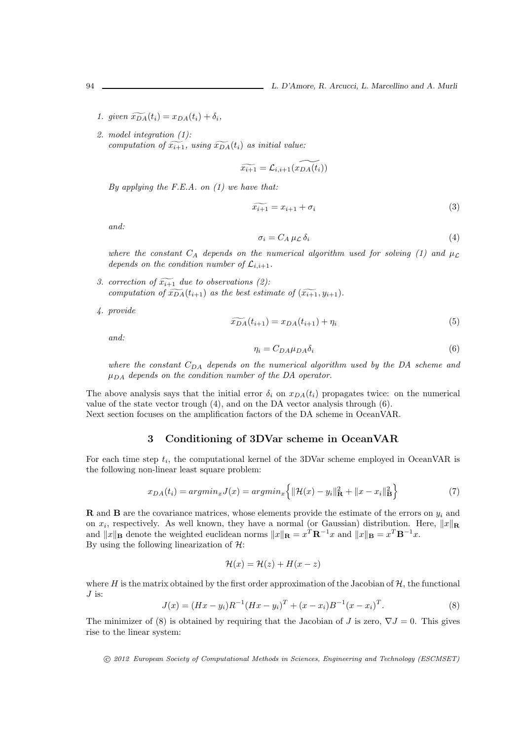1. *given* $\widetilde{x_{DA}}(t_i) = x_{DA}(t_i) + \delta_i$,

2. *model integration (1):*
   *computation of* $\widetilde{x_{i+1}}$*, using* $\widetilde{x_{DA}}(t_i)$ *as initial value:*

   $$\widetilde{x_{i+1}} = \mathcal{L}_{i,i+1}(\widetilde{x_{DA}(t_i)})$$

   *By applying the F.E.A. on (1) we have that:*

   $$\widetilde{x_{i+1}} = x_{i+1} + \sigma_i \tag{3}$$

   *and:*

   $$\sigma_i = C_A \, \mu_{\mathcal{L}} \, \delta_i \tag{4}$$

   *where the constant* $C_A$ *depends on the numerical algorithm used for solving (1) and* $\mu_{\mathcal{L}}$ *depends on the condition number of* $\mathcal{L}_{i,i+1}$.

3. *correction of* $\widetilde{x_{i+1}}$ *due to observations (2):*
   *computation of* $\widetilde{x_{DA}}(t_{i+1})$ *as the best estimate of* $(\widetilde{x_{i+1}}, y_{i+1})$.

4. *provide*

   $$\widetilde{x_{DA}}(t_{i+1}) = x_{DA}(t_{i+1}) + \eta_i \tag{5}$$

   *and:*

   $$\eta_i = C_{DA} \mu_{DA} \delta_i \tag{6}$$

   *where the constant* $C_{DA}$ *depends on the numerical algorithm used by the DA scheme and* $\mu_{DA}$ *depends on the condition number of the DA operator.*

The above analysis says that the initial error $\delta_i$ on $x_{DA}(t_i)$ propagates twice: on the numerical value of the state vector trough (4), and on the DA vector analysis through (6).
Next section focuses on the amplification factors of the DA scheme in OceanVAR.

## 3 Conditioning of 3DVar scheme in OceanVAR

For each time step $t_i$, the computational kernel of the 3DVar scheme employed in OceanVAR is the following non-linear least square problem:

$$x_{DA}(t_i) = argmin_x J(x) = argmin_x \Big\{ \|\mathcal{H}(x) - y_i\|^2_{\mathbf{R}} + \|x - x_i\|^2_{\mathbf{B}} \Big\} \tag{7}$$

$\mathbf{R}$ and $\mathbf{B}$ are the covariance matrices, whose elements provide the estimate of the errors on $y_i$ and on $x_i$, respectively. As well known, they have a normal (or Gaussian) distribution. Here, $\|x\|_{\mathbf{R}}$ and $\|x\|_{\mathbf{B}}$ denote the weighted euclidean norms $\|x\|_{\mathbf{R}} = x^T\mathbf{R}^{-1}x$ and $\|x\|_{\mathbf{B}} = x^T\mathbf{B}^{-1}x$.
By using the following linearization of $\mathcal{H}$:

$$\mathcal{H}(x) = \mathcal{H}(z) + H(x - z)$$

where $H$ is the matrix obtained by the first order approximation of the Jacobian of $\mathcal{H}$, the functional $J$ is:

$$J(x) = (Hx - y_i)R^{-1}(Hx - y_i)^T + (x - x_i)B^{-1}(x - x_i)^T. \tag{8}$$

The minimizer of (8) is obtained by requiring that the Jacobian of $J$ is zero, $\nabla J = 0$. This gives rise to the linear system: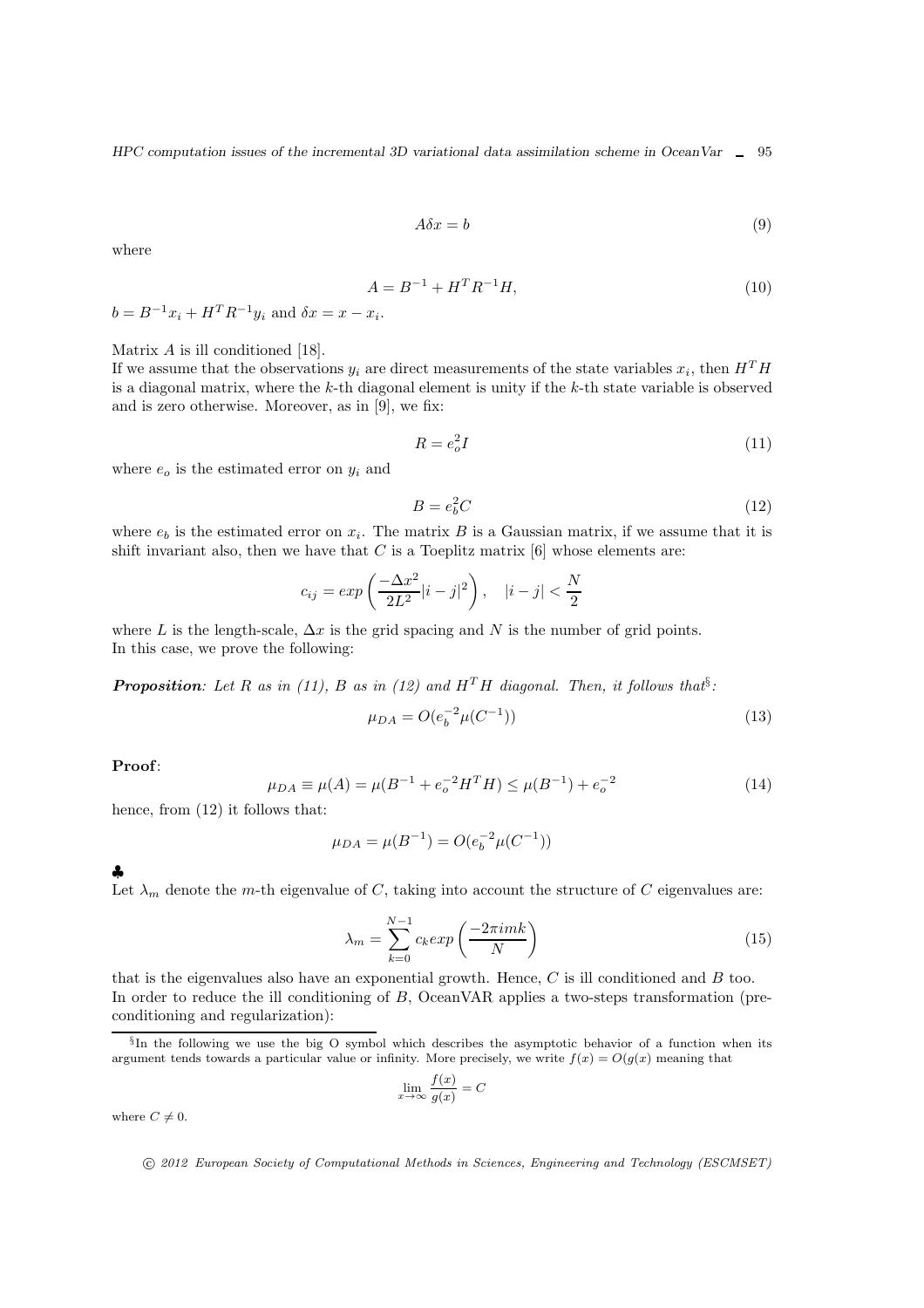$$A\delta x = b \tag{9}$$

where

$$A = B^{-1} + H^T R^{-1} H, \tag{10}$$

$b = B^{-1}x_i + H^T R^{-1} y_i$ and $\delta x = x - x_i$.

Matrix $A$ is ill conditioned [18].
If we assume that the observations $y_i$ are direct measurements of the state variables $x_i$, then $H^T H$ is a diagonal matrix, where the $k$-th diagonal element is unity if the $k$-th state variable is observed and is zero otherwise. Moreover, as in [9], we fix:

$$R = e_o^2 I \tag{11}$$

where $e_o$ is the estimated error on $y_i$ and

$$B = e_b^2 C \tag{12}$$

where $e_b$ is the estimated error on $x_i$. The matrix $B$ is a Gaussian matrix, if we assume that it is shift invariant also, then we have that $C$ is a Toeplitz matrix [6] whose elements are:

$$c_{ij} = exp\left(\frac{-\Delta x^2}{2L^2}|i-j|^2\right), \quad |i-j| < \frac{N}{2}$$

where $L$ is the length-scale, $\Delta x$ is the grid spacing and $N$ is the number of grid points.
In this case, we prove the following:

***Proposition**: Let $R$ as in (11), $B$ as in (12) and $H^T H$ diagonal. Then, it follows that*[§]*:*

$$\mu_{DA} = O(e_b^{-2}\mu(C^{-1})) \tag{13}$$

**Proof**:

$$\mu_{DA} \equiv \mu(A) = \mu(B^{-1} + e_o^{-2} H^T H) \leq \mu(B^{-1}) + e_o^{-2} \tag{14}$$

hence, from (12) it follows that:

$$\mu_{DA} = \mu(B^{-1}) = O(e_b^{-2}\mu(C^{-1}))$$

♣

Let $\lambda_m$ denote the $m$-th eigenvalue of $C$, taking into account the structure of $C$ eigenvalues are:

$$\lambda_m = \sum_{k=0}^{N-1} c_k exp\left(\frac{-2\pi i m k}{N}\right) \tag{15}$$

that is the eigenvalues also have an exponential growth. Hence, $C$ is ill conditioned and $B$ too.
In order to reduce the ill conditioning of $B$, OceanVAR applies a two-steps transformation (preconditioning and regularization):

---

[§] In the following we use the big O symbol which describes the asymptotic behavior of a function when its argument tends towards a particular value or infinity. More precisely, we write $f(x) = O(g(x))$ meaning that

$$\lim_{x\to\infty} \frac{f(x)}{g(x)} = C$$

where $C \neq 0$.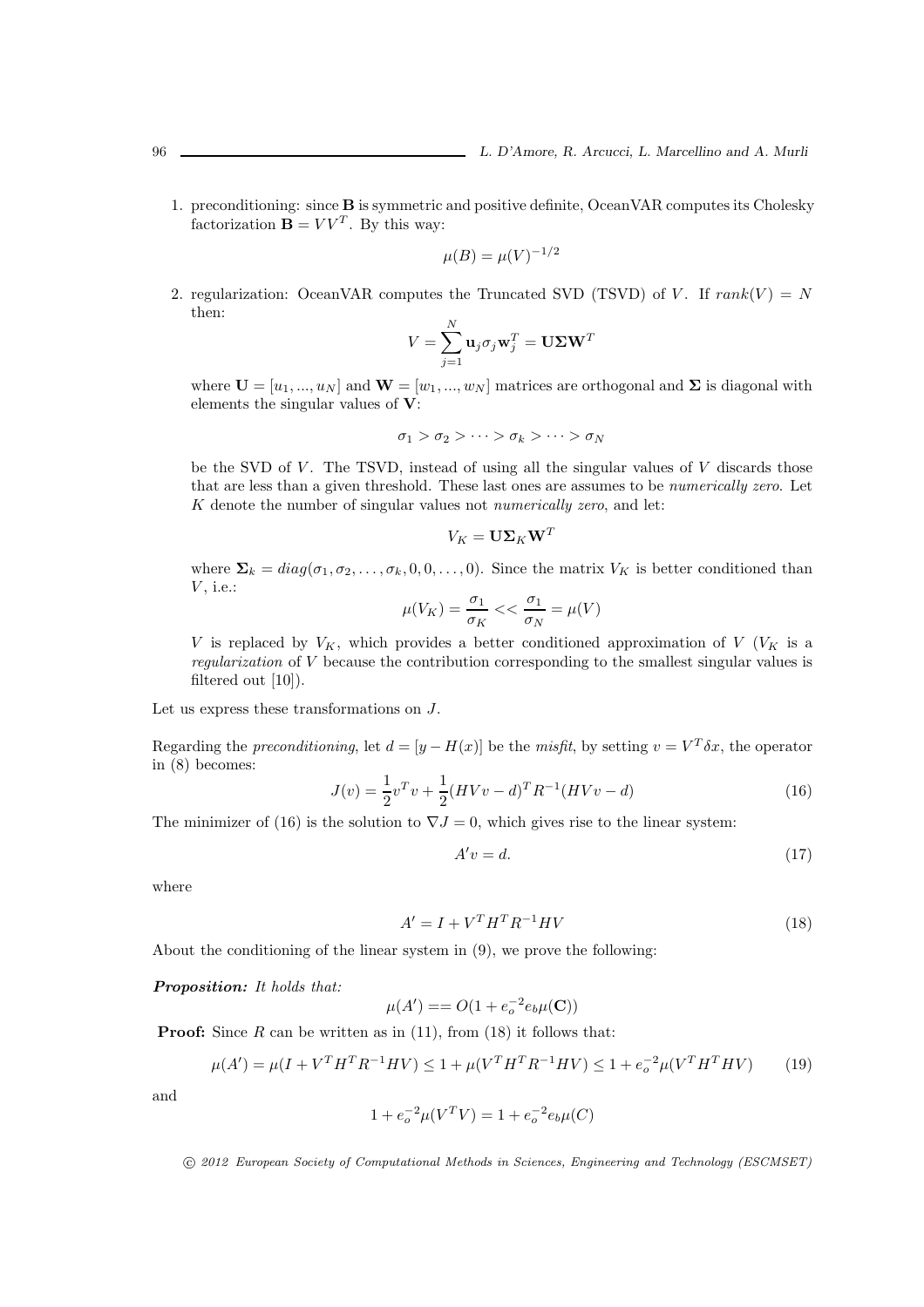1. preconditioning: since $\mathbf{B}$ is symmetric and positive definite, OceanVAR computes its Cholesky factorization $\mathbf{B} = VV^T$. By this way:

$$\mu(B) = \mu(V)^{-1/2}$$

2. regularization: OceanVAR computes the Truncated SVD (TSVD) of $V$. If $rank(V) = N$ then:

$$V = \sum_{j=1}^{N} \mathbf{u}_j \sigma_j \mathbf{w}_j^T = \mathbf{U}\mathbf{\Sigma}\mathbf{W}^T$$

where $\mathbf{U} = [u_1, ..., u_N]$ and $\mathbf{W} = [w_1, ..., w_N]$ matrices are orthogonal and $\mathbf{\Sigma}$ is diagonal with elements the singular values of $\mathbf{V}$:

$$\sigma_1 > \sigma_2 > \cdots > \sigma_k > \cdots > \sigma_N$$

be the SVD of $V$. The TSVD, instead of using all the singular values of $V$ discards those that are less than a given threshold. These last ones are assumes to be *numerically zero*. Let $K$ denote the number of singular values not *numerically zero*, and let:

$$V_K = \mathbf{U}\mathbf{\Sigma}_K\mathbf{W}^T$$

where $\mathbf{\Sigma}_k = diag(\sigma_1, \sigma_2, \ldots, \sigma_k, 0, 0, \ldots, 0)$. Since the matrix $V_K$ is better conditioned than $V$, i.e.:

$$\mu(V_K) = \frac{\sigma_1}{\sigma_K} << \frac{\sigma_1}{\sigma_N} = \mu(V)$$

$V$ is replaced by $V_K$, which provides a better conditioned approximation of $V$ ($V_K$ is a *regularization* of $V$ because the contribution corresponding to the smallest singular values is filtered out [10]).

Let us express these transformations on $J$.

Regarding the *preconditioning*, let $d = [y - H(x)]$ be the *misfit*, by setting $v = V^T\delta x$, the operator in (8) becomes:

$$J(v) = \frac{1}{2}v^T v + \frac{1}{2}(HVv - d)^T R^{-1}(HVv - d) \tag{16}$$

The minimizer of (16) is the solution to $\nabla J = 0$, which gives rise to the linear system:

$$A'v = d. \tag{17}$$

where

$$A' = I + V^T H^T R^{-1} HV \tag{18}$$

About the conditioning of the linear system in (9), we prove the following:

***Proposition:*** *It holds that:*

$$\mu(A') == O(1 + e_o^{-2} e_b \mu(\mathbf{C}))$$

**Proof:** Since $R$ can be written as in (11), from (18) it follows that:

$$\mu(A') = \mu(I + V^T H^T R^{-1} HV) \leq 1 + \mu(V^T H^T R^{-1} HV) \leq 1 + e_o^{-2}\mu(V^T H^T HV) \tag{19}$$

and

$$1 + e_o^{-2}\mu(V^T V) = 1 + e_o^{-2} e_b \mu(C)$$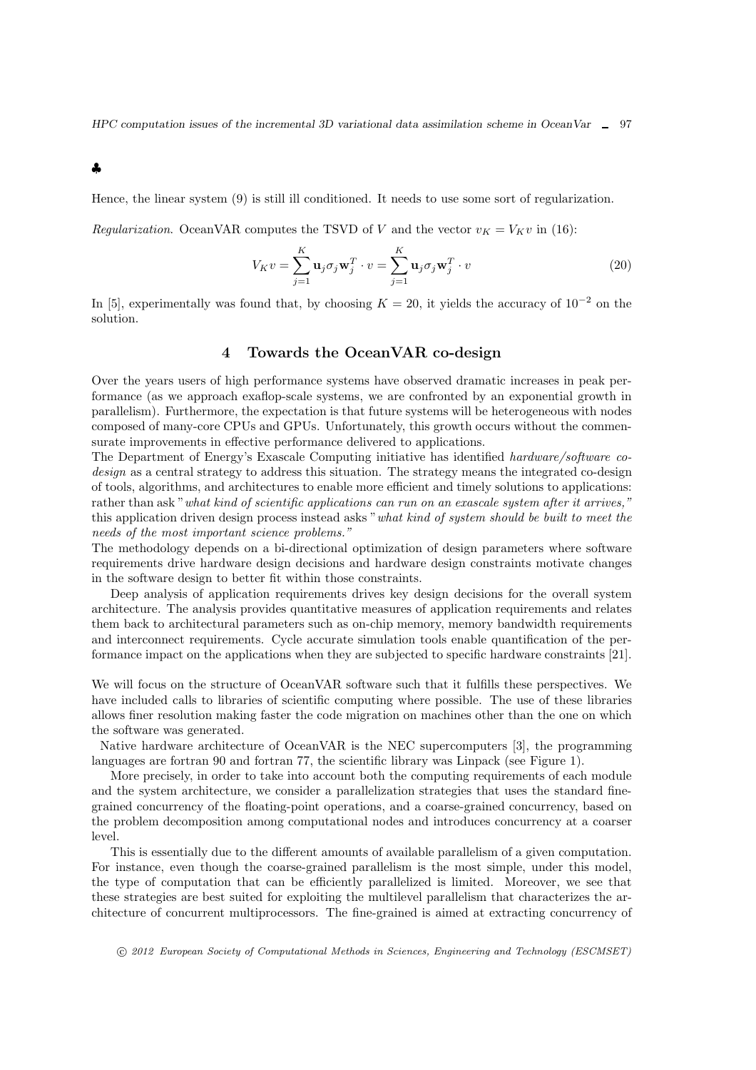♣

Hence, the linear system (9) is still ill conditioned. It needs to use some sort of regularization.

*Regularization*. OceanVAR computes the TSVD of $V$ and the vector $v_K = V_K v$ in (16):

$$V_K v = \sum_{j=1}^{K} \mathbf{u}_j \sigma_j \mathbf{w}_j^T \cdot v = \sum_{j=1}^{K} \mathbf{u}_j \sigma_j \mathbf{w}_j^T \cdot v \tag{20}$$

In [5], experimentally was found that, by choosing $K = 20$, it yields the accuracy of $10^{-2}$ on the solution.

## 4 Towards the OceanVAR co-design

Over the years users of high performance systems have observed dramatic increases in peak performance (as we approach exaflop-scale systems, we are confronted by an exponential growth in parallelism). Furthermore, the expectation is that future systems will be heterogeneous with nodes composed of many-core CPUs and GPUs. Unfortunately, this growth occurs without the commensurate improvements in effective performance delivered to applications.

The Department of Energy's Exascale Computing initiative has identified *hardware/software co-design* as a central strategy to address this situation. The strategy means the integrated co-design of tools, algorithms, and architectures to enable more efficient and timely solutions to applications: rather than ask "*what kind of scientific applications can run on an exascale system after it arrives,*" this application driven design process instead asks "*what kind of system should be built to meet the needs of the most important science problems.*"

The methodology depends on a bi-directional optimization of design parameters where software requirements drive hardware design decisions and hardware design constraints motivate changes in the software design to better fit within those constraints.

Deep analysis of application requirements drives key design decisions for the overall system architecture. The analysis provides quantitative measures of application requirements and relates them back to architectural parameters such as on-chip memory, memory bandwidth requirements and interconnect requirements. Cycle accurate simulation tools enable quantification of the performance impact on the applications when they are subjected to specific hardware constraints [21].

We will focus on the structure of OceanVAR software such that it fulfills these perspectives. We have included calls to libraries of scientific computing where possible. The use of these libraries allows finer resolution making faster the code migration on machines other than the one on which the software was generated.

Native hardware architecture of OceanVAR is the NEC supercomputers [3], the programming languages are fortran 90 and fortran 77, the scientific library was Linpack (see Figure 1).

More precisely, in order to take into account both the computing requirements of each module and the system architecture, we consider a parallelization strategies that uses the standard fine-grained concurrency of the floating-point operations, and a coarse-grained concurrency, based on the problem decomposition among computational nodes and introduces concurrency at a coarser level.

This is essentially due to the different amounts of available parallelism of a given computation. For instance, even though the coarse-grained parallelism is the most simple, under this model, the type of computation that can be efficiently parallelized is limited. Moreover, we see that these strategies are best suited for exploiting the multilevel parallelism that characterizes the architecture of concurrent multiprocessors. The fine-grained is aimed at extracting concurrency of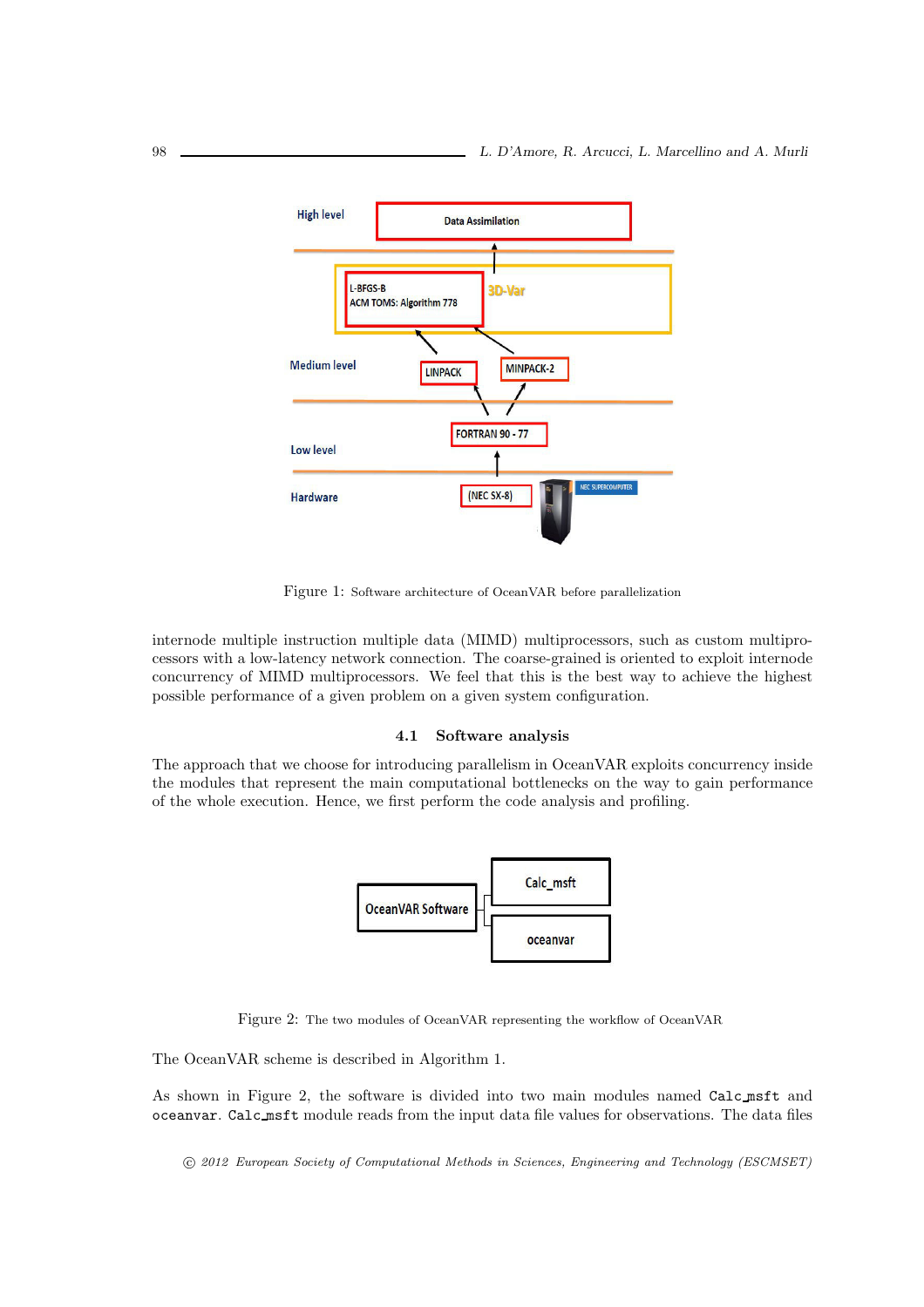Figure 1: Software architecture of OceanVAR before parallelization

internode multiple instruction multiple data (MIMD) multiprocessors, such as custom multiprocessors with a low-latency network connection. The coarse-grained is oriented to exploit internode concurrency of MIMD multiprocessors. We feel that this is the best way to achieve the highest possible performance of a given problem on a given system configuration.

### 4.1 Software analysis

The approach that we choose for introducing parallelism in OceanVAR exploits concurrency inside the modules that represent the main computational bottlenecks on the way to gain performance of the whole execution. Hence, we first perform the code analysis and profiling.

Figure 2: The two modules of OceanVAR representing the workflow of OceanVAR

The OceanVAR scheme is described in Algorithm 1.

As shown in Figure 2, the software is divided into two main modules named `Calc_msft` and `oceanvar`. `Calc_msft` module reads from the input data file values for observations. The data files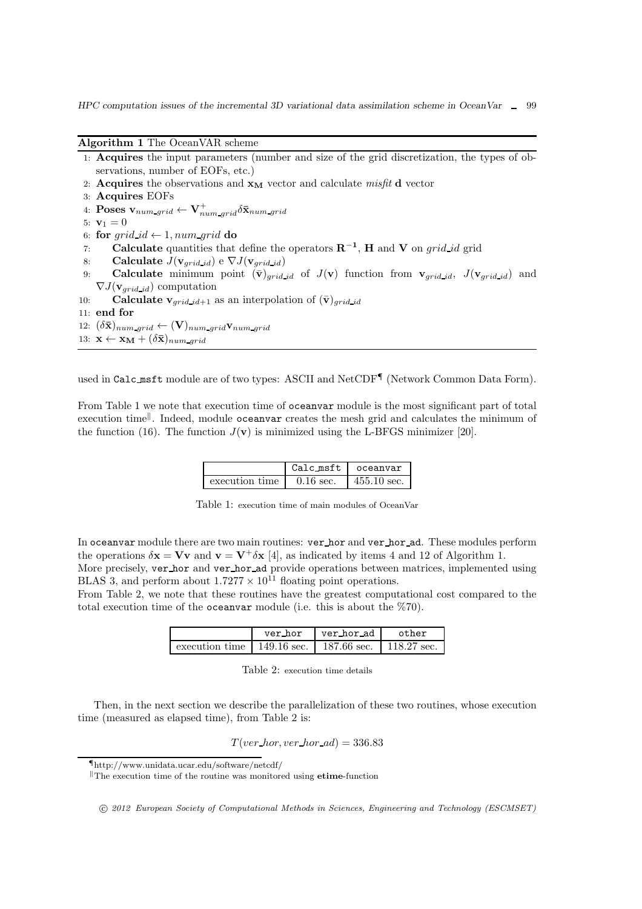**Algorithm 1** The OceanVAR scheme

1: **Acquires** the input parameters (number and size of the grid discretization, the types of observations, number of EOFs, etc.)
2: **Acquires** the observations and $\mathbf{x_M}$ vector and calculate *misfit* $\mathbf{d}$ vector
3: **Acquires** EOFs
4: **Poses** $\mathbf{v}_{num\_grid} \leftarrow \mathbf{V}^{+}_{num\_grid}\delta\bar{\mathbf{x}}_{num\_grid}$
5: $\mathbf{v}_1 = 0$
6: **for** $grid\_id \leftarrow 1, num\_grid$ **do**
7: &nbsp;&nbsp;&nbsp;&nbsp;**Calculate** quantities that define the operators $\mathbf{R^{-1}}$, $\mathbf{H}$ and $\mathbf{V}$ on $grid\_id$ grid
8: &nbsp;&nbsp;&nbsp;&nbsp;**Calculate** $J(\mathbf{v}_{grid\_id})$ e $\nabla J(\mathbf{v}_{grid\_id})$
9: &nbsp;&nbsp;&nbsp;&nbsp;**Calculate** minimum point $(\bar{\mathbf{v}})_{grid\_id}$ of $J(\mathbf{v})$ function from $\mathbf{v}_{grid\_id}$, $J(\mathbf{v}_{grid\_id})$ and $\nabla J(\mathbf{v}_{grid\_id})$ computation
10: &nbsp;&nbsp;&nbsp;&nbsp;**Calculate** $\mathbf{v}_{grid\_id+1}$ as an interpolation of $(\bar{\mathbf{v}})_{grid\_id}$
11: **end for**
12: $(\delta\bar{\mathbf{x}})_{num\_grid} \leftarrow (\mathbf{V})_{num\_grid}\mathbf{v}_{num\_grid}$
13: $\mathbf{x} \leftarrow \mathbf{x_M} + (\delta\bar{\mathbf{x}})_{num\_grid}$

used in `Calc_msft` module are of two types: ASCII and NetCDF[¶] (Network Common Data Form).

From Table 1 we note that execution time of `oceanvar` module is the most significant part of total execution time[‖]. Indeed, module `oceanvar` creates the mesh grid and calculates the minimum of the function (16). The function $J(\mathbf{v})$ is minimized using the L-BFGS minimizer [20].

| | `Calc_msft` | `oceanvar` |
|---|---|---|
| execution time | 0.16 sec. | 455.10 sec. |

Table 1: execution time of main modules of OceanVar

In `oceanvar` module there are two main routines: `ver_hor` and `ver_hor_ad`. These modules perform the operations $\delta\mathbf{x} = \mathbf{V}\mathbf{v}$ and $\mathbf{v} = \mathbf{V}^{+}\delta\mathbf{x}$ [4], as indicated by items 4 and 12 of Algorithm 1.
More precisely, `ver_hor` and `ver_hor_ad` provide operations between matrices, implemented using BLAS 3, and perform about $1.7277 \times 10^{11}$ floating point operations.
From Table 2, we note that these routines have the greatest computational cost compared to the total execution time of the `oceanvar` module (i.e. this is about the %70).

| | `ver_hor` | `ver_hor_ad` | `other` |
|---|---|---|---|
| execution time | 149.16 sec. | 187.66 sec. | 118.27 sec. |

Table 2: execution time details

Then, in the next section we describe the parallelization of these two routines, whose execution time (measured as elapsed time), from Table 2 is:

$$T(ver\_hor, ver\_hor\_ad) = 336.83$$

---

¶ http://www.unidata.ucar.edu/software/netcdf/

‖ The execution time of the routine was monitored using **etime**-function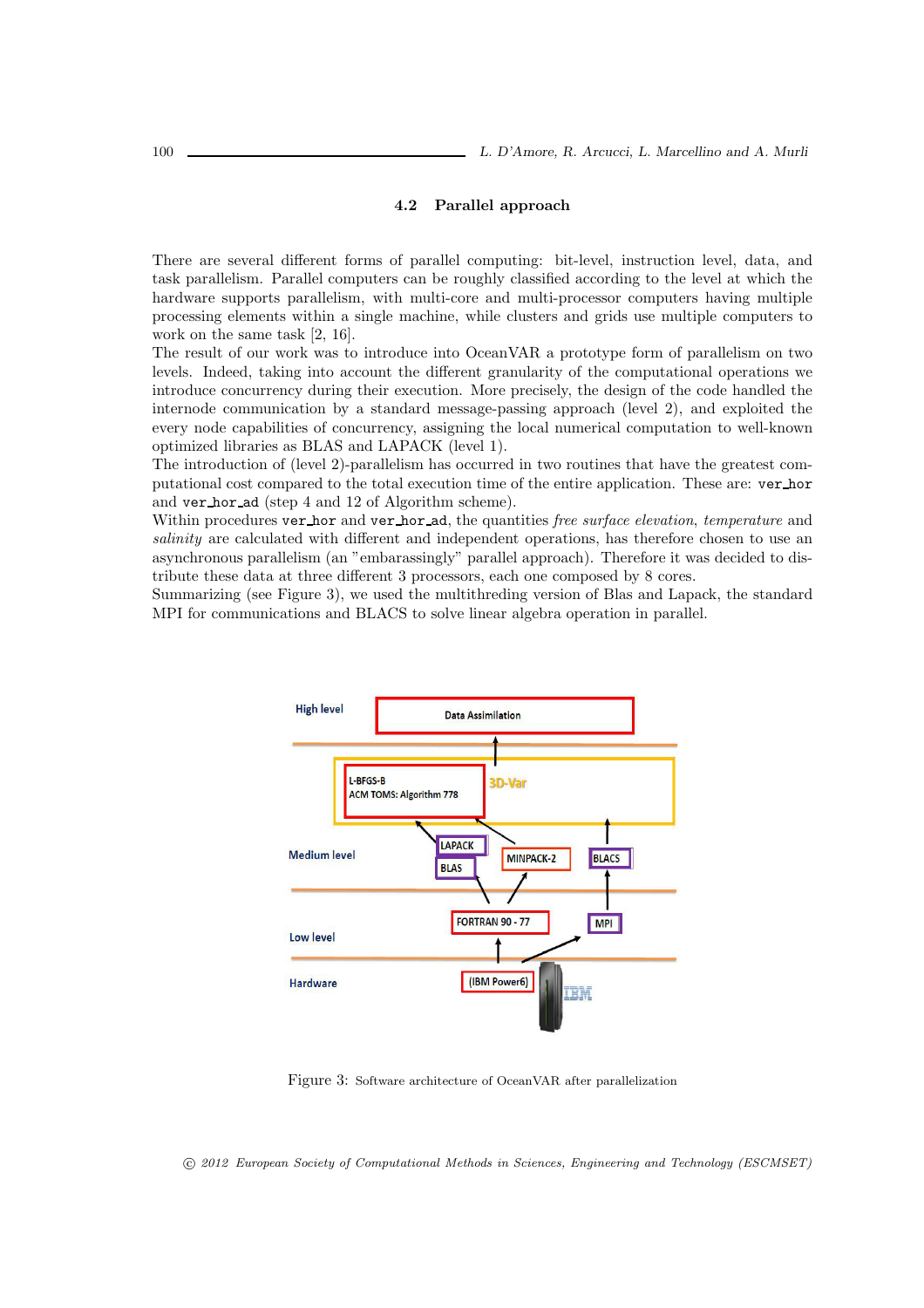### 4.2 Parallel approach

There are several different forms of parallel computing: bit-level, instruction level, data, and task parallelism. Parallel computers can be roughly classified according to the level at which the hardware supports parallelism, with multi-core and multi-processor computers having multiple processing elements within a single machine, while clusters and grids use multiple computers to work on the same task [2, 16].

The result of our work was to introduce into OceanVAR a prototype form of parallelism on two levels. Indeed, taking into account the different granularity of the computational operations we introduce concurrency during their execution. More precisely, the design of the code handled the internode communication by a standard message-passing approach (level 2), and exploited the every node capabilities of concurrency, assigning the local numerical computation to well-known optimized libraries as BLAS and LAPACK (level 1).

The introduction of (level 2)-parallelism has occurred in two routines that have the greatest computational cost compared to the total execution time of the entire application. These are: `ver_hor` and `ver_hor_ad` (step 4 and 12 of Algorithm scheme).

Within procedures `ver_hor` and `ver_hor_ad`, the quantities *free surface elevation*, *temperature* and *salinity* are calculated with different and independent operations, has therefore chosen to use an asynchronous parallelism (an "embarassingly" parallel approach). Therefore it was decided to distribute these data at three different 3 processors, each one composed by 8 cores.

Summarizing (see Figure 3), we used the multithreding version of Blas and Lapack, the standard MPI for communications and BLACS to solve linear algebra operation in parallel.

Figure 3: Software architecture of OceanVAR after parallelization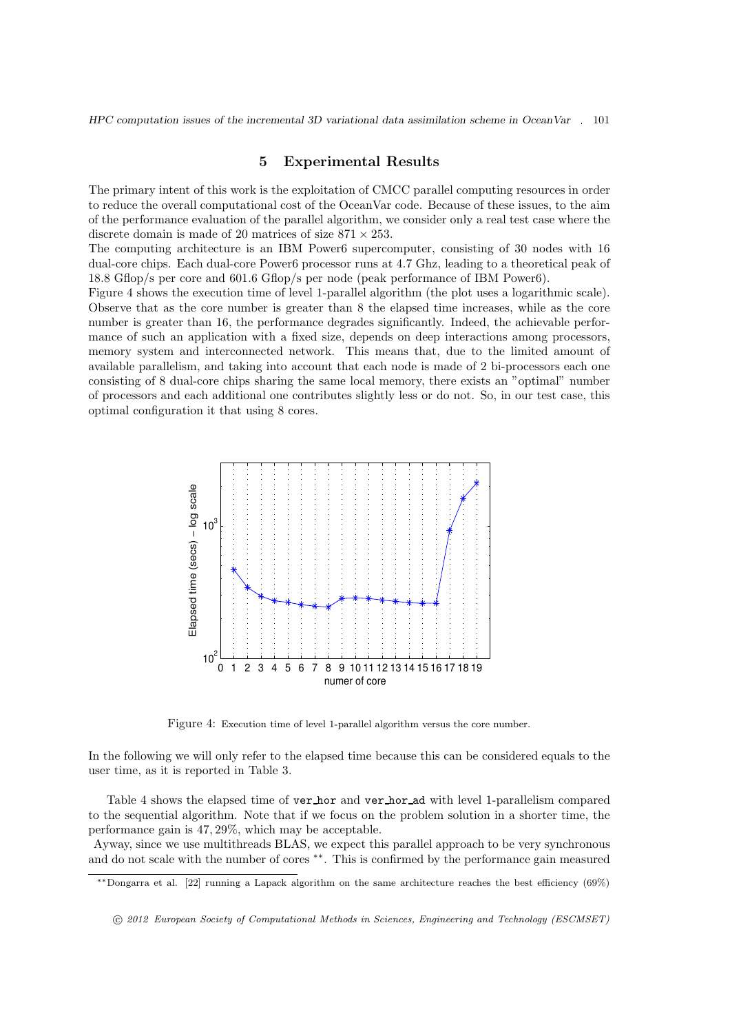## 5 Experimental Results

The primary intent of this work is the exploitation of CMCC parallel computing resources in order to reduce the overall computational cost of the OceanVar code. Because of these issues, to the aim of the performance evaluation of the parallel algorithm, we consider only a real test case where the discrete domain is made of 20 matrices of size $871 \times 253$.

The computing architecture is an IBM Power6 supercomputer, consisting of 30 nodes with 16 dual-core chips. Each dual-core Power6 processor runs at 4.7 Ghz, leading to a theoretical peak of 18.8 Gflop/s per core and 601.6 Gflop/s per node (peak performance of IBM Power6).

Figure 4 shows the execution time of level 1-parallel algorithm (the plot uses a logarithmic scale). Observe that as the core number is greater than 8 the elapsed time increases, while as the core number is greater than 16, the performance degrades significantly. Indeed, the achievable performance of such an application with a fixed size, depends on deep interactions among processors, memory system and interconnected network. This means that, due to the limited amount of available parallelism, and taking into account that each node is made of 2 bi-processors each one consisting of 8 dual-core chips sharing the same local memory, there exists an "optimal" number of processors and each additional one contributes slightly less or do not. So, in our test case, this optimal configuration it that using 8 cores.

Figure 4: Execution time of level 1-parallel algorithm versus the core number.

In the following we will only refer to the elapsed time because this can be considered equals to the user time, as it is reported in Table 3.

Table 4 shows the elapsed time of `ver_hor` and `ver_hor_ad` with level 1-parallelism compared to the sequential algorithm. Note that if we focus on the problem solution in a shorter time, the performance gain is 47, 29%, which may be acceptable.

Ayway, since we use multithreads BLAS, we expect this parallel approach to be very synchronous and do not scale with the number of cores **. This is confirmed by the performance gain measured

**Dongarra et al. [22] running a Lapack algorithm on the same architecture reaches the best efficiency (69%)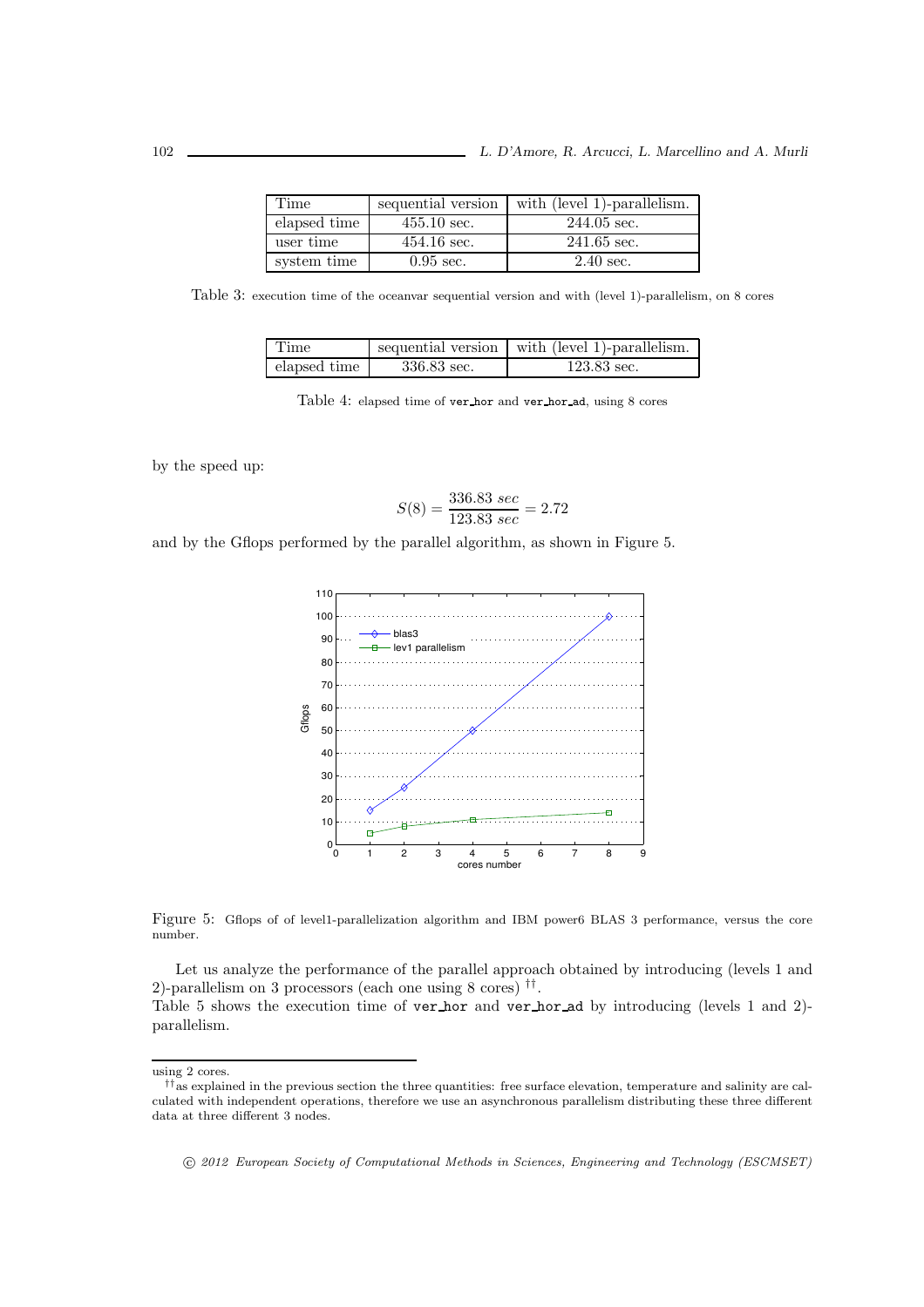| Time | sequential version | with (level 1)-parallelism. |
|---|---|---|
| elapsed time | 455.10 sec. | 244.05 sec. |
| user time | 454.16 sec. | 241.65 sec. |
| system time | 0.95 sec. | 2.40 sec. |

Table 3: execution time of the oceanvar sequential version and with (level 1)-parallelism, on 8 cores

| Time | sequential version | with (level 1)-parallelism. |
|---|---|---|
| elapsed time | 336.83 sec. | 123.83 sec. |

Table 4: elapsed time of `ver_hor` and `ver_hor_ad`, using 8 cores

by the speed up:

$$S(8) = \frac{336.83\ sec}{123.83\ sec} = 2.72$$

and by the Gflops performed by the parallel algorithm, as shown in Figure 5.

Figure 5: Gflops of of level1-parallelization algorithm and IBM power6 BLAS 3 performance, versus the core number.

Let us analyze the performance of the parallel approach obtained by introducing (levels 1 and 2)-parallelism on 3 processors (each one using 8 cores) [††].

Table 5 shows the execution time of `ver_hor` and `ver_hor_ad` by introducing (levels 1 and 2)-parallelism.

---

using 2 cores.

[††] as explained in the previous section the three quantities: free surface elevation, temperature and salinity are calculated with independent operations, therefore we use an asynchronous parallelism distributing these three different data at three different 3 nodes.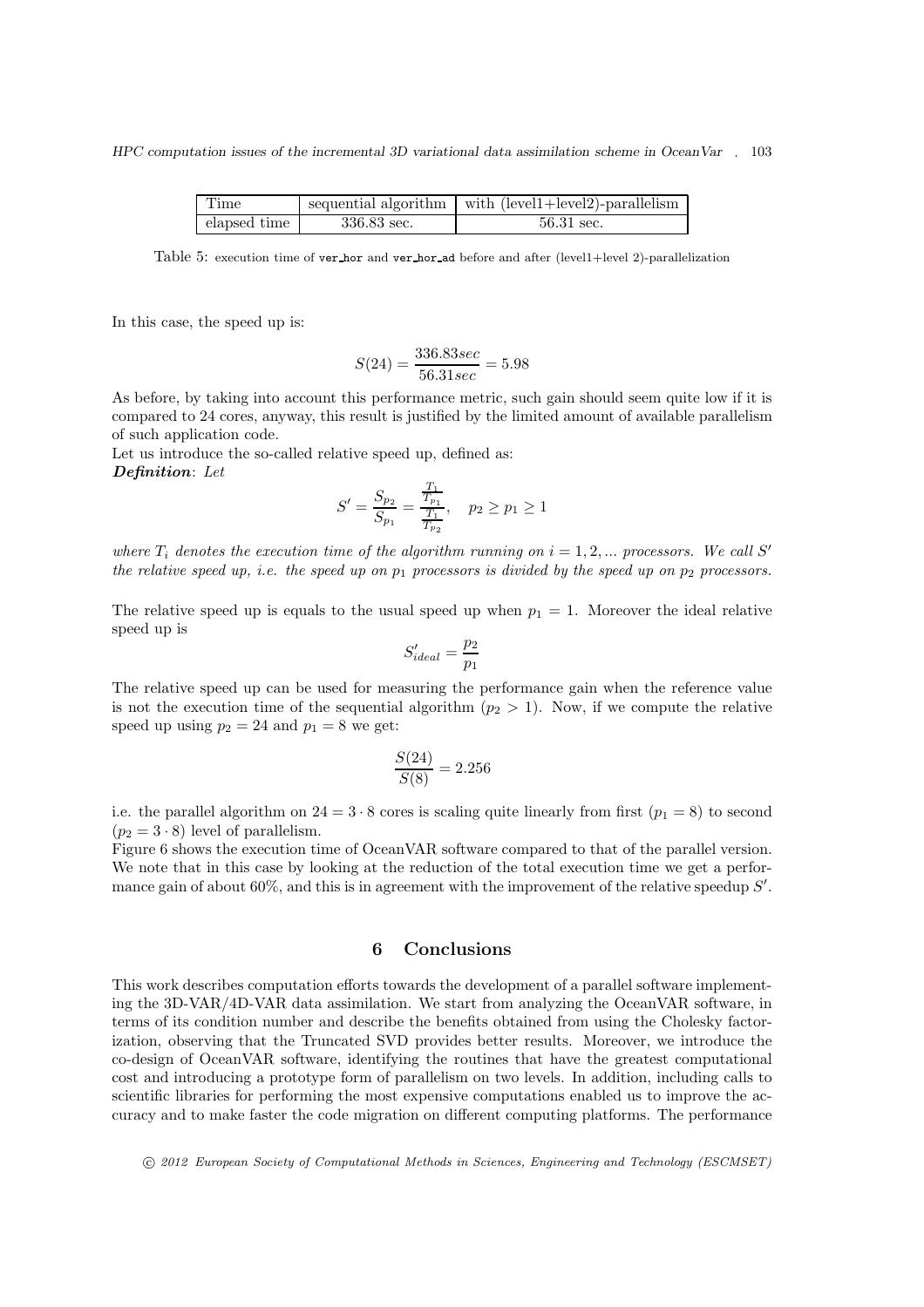| Time | sequential algorithm | with (level1+level2)-parallelism |
|---|---|---|
| elapsed time | 336.83 sec. | 56.31 sec. |

Table 5: execution time of ver_hor and ver_hor_ad before and after (level1+level 2)-parallelization

In this case, the speed up is:

$$S(24) = \frac{336.83sec}{56.31sec} = 5.98$$

As before, by taking into account this performance metric, such gain should seem quite low if it is compared to 24 cores, anyway, this result is justified by the limited amount of available parallelism of such application code.

Let us introduce the so-called relative speed up, defined as:

***Definition***: *Let*

$$S' = \frac{S_{p_2}}{S_{p_1}} = \frac{\frac{T_1}{T_{p_1}}}{\frac{T_1}{T_{p_2}}}, \quad p_2 \geq p_1 \geq 1$$

*where $T_i$ denotes the execution time of the algorithm running on $i = 1, 2, ...$ processors. We call $S'$ the relative speed up, i.e. the speed up on $p_1$ processors is divided by the speed up on $p_2$ processors.*

The relative speed up is equals to the usual speed up when $p_1 = 1$. Moreover the ideal relative speed up is

$$S'_{ideal} = \frac{p_2}{p_1}$$

The relative speed up can be used for measuring the performance gain when the reference value is not the execution time of the sequential algorithm ($p_2 > 1$). Now, if we compute the relative speed up using $p_2 = 24$ and $p_1 = 8$ we get:

$$\frac{S(24)}{S(8)} = 2.256$$

i.e. the parallel algorithm on $24 = 3 \cdot 8$ cores is scaling quite linearly from first ($p_1 = 8$) to second ($p_2 = 3 \cdot 8$) level of parallelism.

Figure 6 shows the execution time of OceanVAR software compared to that of the parallel version. We note that in this case by looking at the reduction of the total execution time we get a performance gain of about 60%, and this is in agreement with the improvement of the relative speedup $S'$.

## 6 Conclusions

This work describes computation efforts towards the development of a parallel software implementing the 3D-VAR/4D-VAR data assimilation. We start from analyzing the OceanVAR software, in terms of its condition number and describe the benefits obtained from using the Cholesky factorization, observing that the Truncated SVD provides better results. Moreover, we introduce the co-design of OceanVAR software, identifying the routines that have the greatest computational cost and introducing a prototype form of parallelism on two levels. In addition, including calls to scientific libraries for performing the most expensive computations enabled us to improve the accuracy and to make faster the code migration on different computing platforms. The performance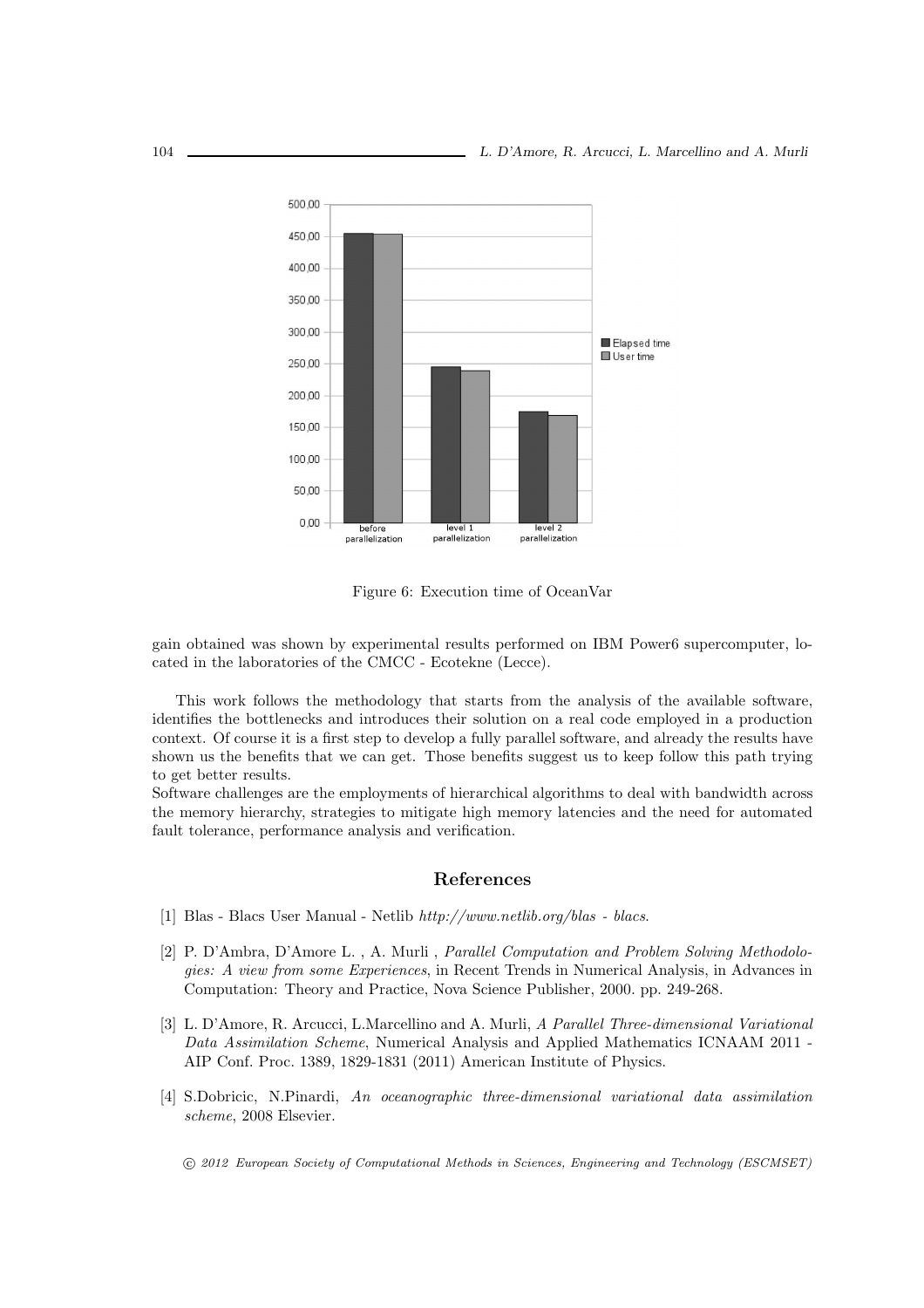Figure 6: Execution time of OceanVar

gain obtained was shown by experimental results performed on IBM Power6 supercomputer, located in the laboratories of the CMCC - Ecotekne (Lecce).

This work follows the methodology that starts from the analysis of the available software, identifies the bottlenecks and introduces their solution on a real code employed in a production context. Of course it is a first step to develop a fully parallel software, and already the results have shown us the benefits that we can get. Those benefits suggest us to keep follow this path trying to get better results.
Software challenges are the employments of hierarchical algorithms to deal with bandwidth across the memory hierarchy, strategies to mitigate high memory latencies and the need for automated fault tolerance, performance analysis and verification.

## References

[1] Blas - Blacs User Manual - Netlib *http://www.netlib.org/blas - blacs*.

[2] P. D'Ambra, D'Amore L. , A. Murli , *Parallel Computation and Problem Solving Methodologies: A view from some Experiences*, in Recent Trends in Numerical Analysis, in Advances in Computation: Theory and Practice, Nova Science Publisher, 2000. pp. 249-268.

[3] L. D'Amore, R. Arcucci, L.Marcellino and A. Murli, *A Parallel Three-dimensional Variational Data Assimilation Scheme*, Numerical Analysis and Applied Mathematics ICNAAM 2011 - AIP Conf. Proc. 1389, 1829-1831 (2011) American Institute of Physics.

[4] S.Dobricic, N.Pinardi, *An oceanographic three-dimensional variational data assimilation scheme*, 2008 Elsevier.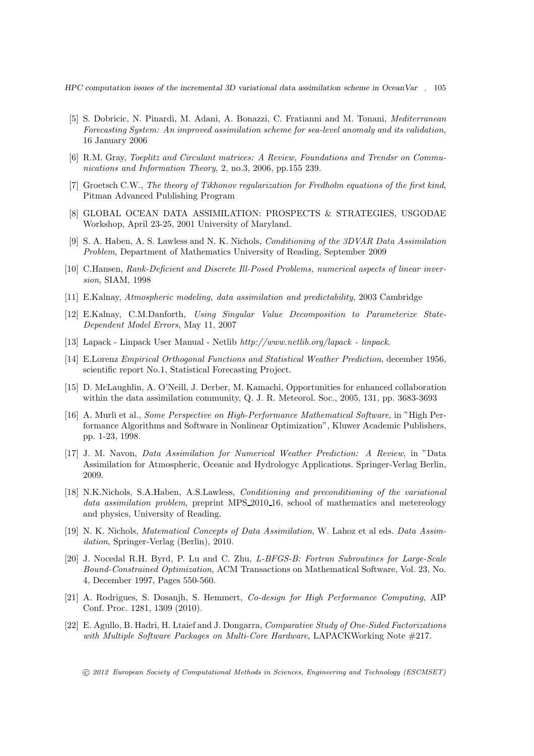[5] S. Dobricic, N. Pinardi, M. Adani, A. Bonazzi, C. Fratianni and M. Tonani, *Mediterranean Forecasting System: An improved assimilation scheme for sea-level anomaly and its validation*, 16 January 2006

[6] R.M. Gray, *Toeplitz and Circulant matrices: A Review, Foundations and Trendsr on Communications and Information Theory*, 2, no.3, 2006, pp.155 239.

[7] Groetsch C.W., *The theory of Tikhonov regularization for Fredholm equations of the first kind*, Pitman Advanced Publishing Program

[8] GLOBAL OCEAN DATA ASSIMILATION: PROSPECTS & STRATEGIES, USGODAE Workshop, April 23-25, 2001 University of Maryland.

[9] S. A. Haben, A. S. Lawless and N. K. Nichols, *Conditioning of the 3DVAR Data Assimilation Problem*, Department of Mathematics University of Reading, September 2009

[10] C.Hansen, *Rank-Deficient and Discrete Ill-Posed Problems, numerical aspects of linear inversion*, SIAM, 1998

[11] E.Kalnay, *Atmospheric modeling, data assimilation and predictability*, 2003 Cambridge

[12] E.Kalnay, C.M.Danforth, *Using Singular Value Decomposition to Parameterize State-Dependent Model Errors*, May 11, 2007

[13] Lapack - Linpack User Manual - Netlib *http://www.netlib.org/lapack - linpack*.

[14] E.Lorenz *Empirical Orthogonal Functions and Statistical Weather Prediction*, december 1956, scientific report No.1, Statistical Forecasting Project.

[15] D. McLaughlin, A. O'Neill, J. Derber, M. Kamachi, Opportunities for enhanced collaboration within the data assimilation community, Q. J. R. Meteorol. Soc., 2005, 131, pp. 3683-3693

[16] A. Murli et al., *Some Perspective on High-Performance Mathematical Software*, in "High Performance Algorithms and Software in Nonlinear Optimization", Kluwer Academic Publishers, pp. 1-23, 1998.

[17] J. M. Navon, *Data Assimilation for Numerical Weather Prediction: A Review*, in "Data Assimilation for Atmospheric, Oceanic and Hydrologyc Applications. Springer-Verlag Berlin, 2009.

[18] N.K.Nichols, S.A.Haben, A.S.Lawless, *Conditioning and preconditioning of the variational data assimilation problem*, preprint MPS_2010_16, school of mathematics and metereology and physics, University of Reading.

[19] N. K. Nichols, *Matematical Concepts of Data Assimilation*, W. Lahoz et al eds. *Data Assimilation*, Springer-Verlag (Berlin), 2010.

[20] J. Nocedal R.H. Byrd, P. Lu and C. Zhu, *L-BFGS-B: Fortran Subroutines for Large-Scale Bound-Constrained Optimization*, ACM Transactions on Mathematical Software, Vol. 23, No. 4, December 1997, Pages 550-560.

[21] A. Rodrigues, S. Dosanjh, S. Hemmert, *Co-design for High Performance Computing*, AIP Conf. Proc. 1281, 1309 (2010).

[22] E. Agullo, B. Hadri, H. Ltaief and J. Dongarra, *Comparative Study of One-Sided Factorizations with Multiple Software Packages on Multi-Core Hardware*, LAPACKWorking Note #217.

© 2012 European Society of Computational Methods in Sciences, Engineering and Technology (ESCMSET)